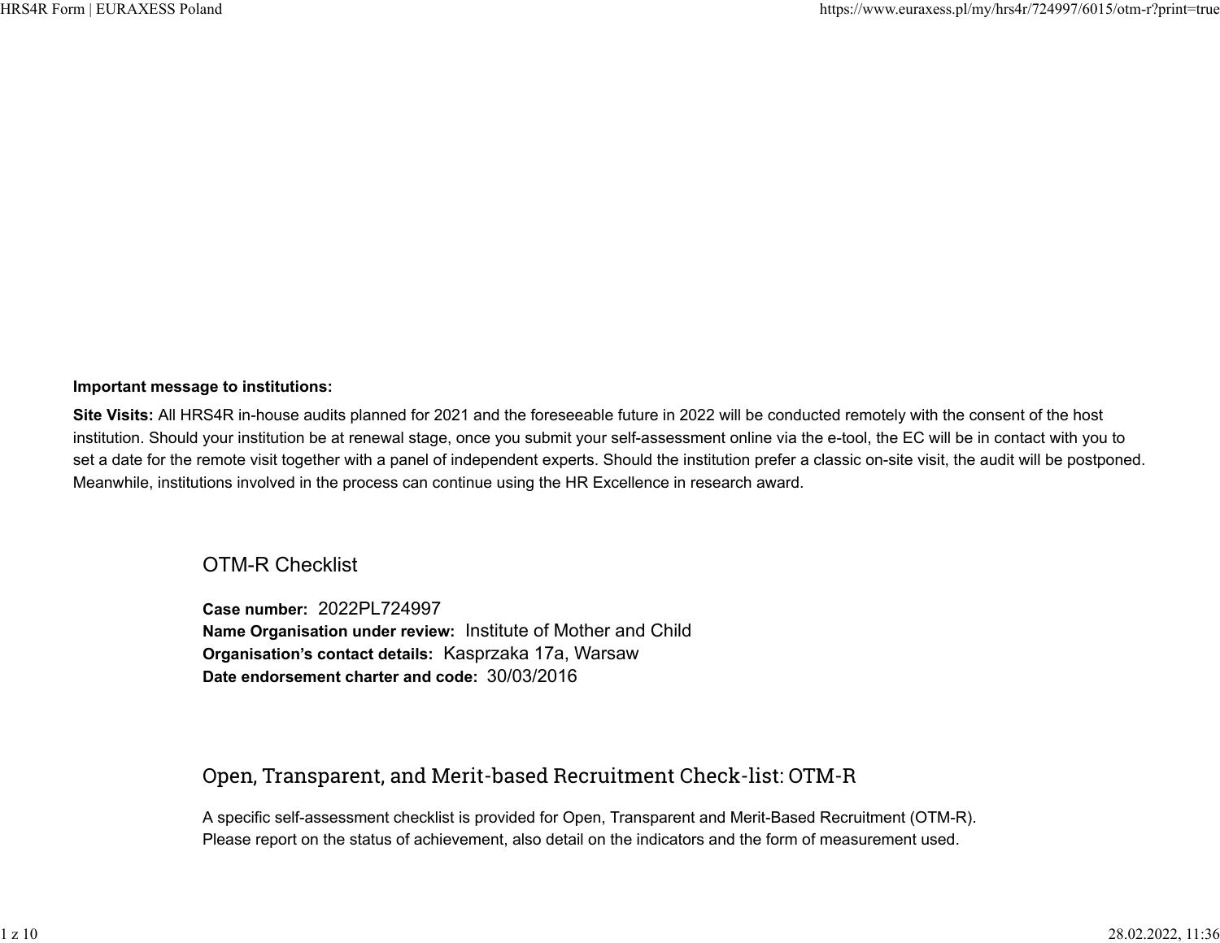**Important message to institutions:**

**Site Visits:** All HRS4R in-house audits planned for 2021 and the foreseeable future in 2022 will be conducted remotely with the consent of the host institution. Should your institution be at renewal stage, once you submit your self-assessment online via the e-tool, the EC will be in contact with you to set a date for the remote visit together with a panel of independent experts. Should the institution prefer a classic on-site visit, the audit will be postponed. Meanwhile, institutions involved in the process can continue using the HR Excellence in research award.

## OTM-R Checklist

**Case number:** 2022PL724997
**Name Organisation under review:** Institute of Mother and Child
**Organisation's contact details:** Kasprzaka 17a, Warsaw
**Date endorsement charter and code:** 30/03/2016

## Open, Transparent, and Merit-based Recruitment Check-list: OTM-R

A specific self-assessment checklist is provided for Open, Transparent and Merit-Based Recruitment (OTM-R). Please report on the status of achievement, also detail on the indicators and the form of measurement used.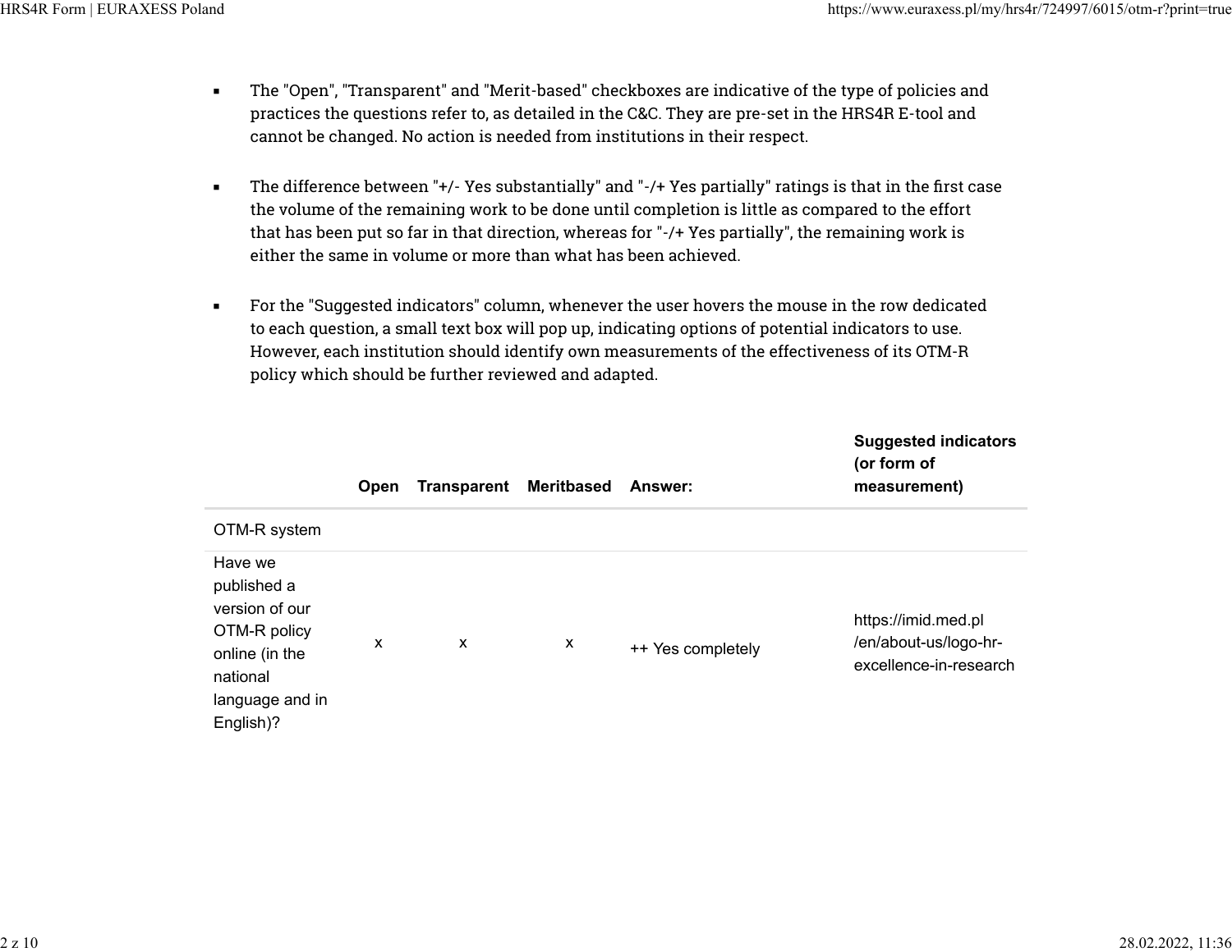- The "Open", "Transparent" and "Merit-based" checkboxes are indicative of the type of policies and practices the questions refer to, as detailed in the C&C. They are pre-set in the HRS4R E-tool and cannot be changed. No action is needed from institutions in their respect.

- The difference between "+/- Yes substantially" and "-/+ Yes partially" ratings is that in the first case the volume of the remaining work to be done until completion is little as compared to the effort that has been put so far in that direction, whereas for "-/+ Yes partially", the remaining work is either the same in volume or more than what has been achieved.

- For the "Suggested indicators" column, whenever the user hovers the mouse in the row dedicated to each question, a small text box will pop up, indicating options of potential indicators to use. However, each institution should identify own measurements of the effectiveness of its OTM-R policy which should be further reviewed and adapted.

| | Open | Transparent | Meritbased | Answer: | Suggested indicators (or form of measurement) |
|---|---|---|---|---|---|
| OTM-R system | | | | | |
| Have we published a version of our OTM-R policy online (in the national language and in English)? | x | x | x | ++ Yes completely | https://imid.med.pl/en/about-us/logo-hr-excellence-in-research |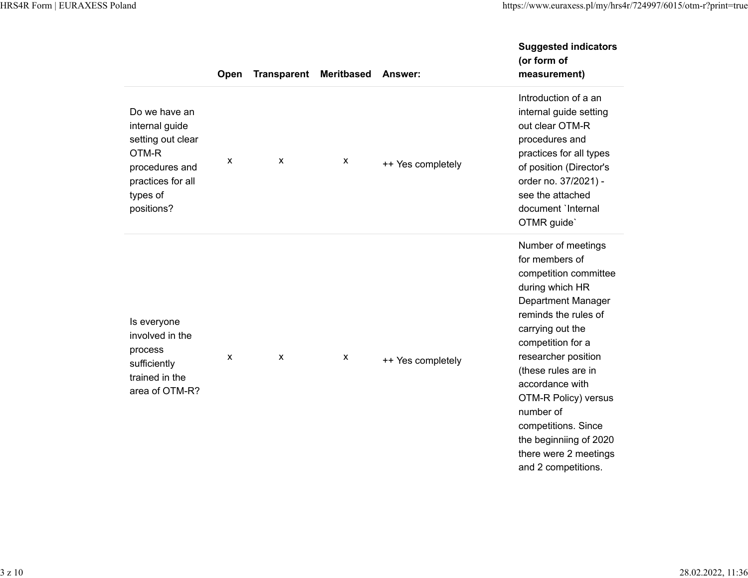| | Open | Transparent | Meritbased | Answer: | Suggested indicators (or form of measurement) |
|---|---|---|---|---|---|
| Do we have an internal guide setting out clear OTM-R procedures and practices for all types of positions? | x | x | x | ++ Yes completely | Introduction of a an internal guide setting out clear OTM-R procedures and practices for all types of position (Director's order no. 37/2021) - see the attached document `Internal OTMR guide` |
| Is everyone involved in the process sufficiently trained in the area of OTM-R? | x | x | x | ++ Yes completely | Number of meetings for members of competition committee during which HR Department Manager reminds the rules of carrying out the competition for a researcher position (these rules are in accordance with OTM-R Policy) versus number of competitions. Since the beginniing of 2020 there were 2 meetings and 2 competitions. |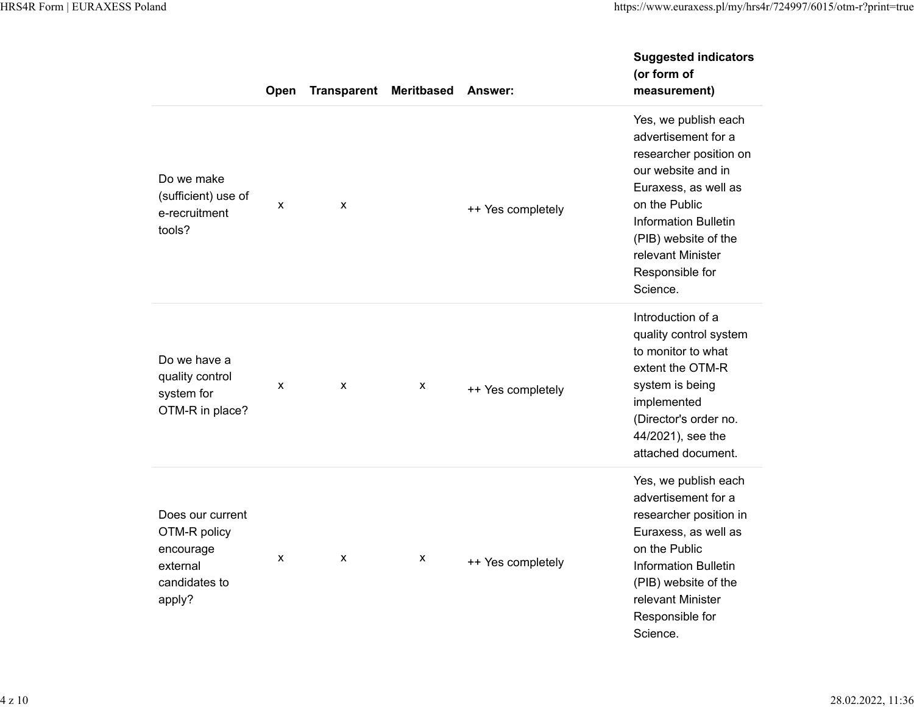| | Open | Transparent | Meritbased | Answer: | Suggested indicators (or form of measurement) |
|---|---|---|---|---|---|
| Do we make (sufficient) use of e-recruitment tools? | x | x | | ++ Yes completely | Yes, we publish each advertisement for a researcher position on our website and in Euraxess, as well as on the Public Information Bulletin (PIB) website of the relevant Minister Responsible for Science. |
| Do we have a quality control system for OTM-R in place? | x | x | x | ++ Yes completely | Introduction of a quality control system to monitor to what extent the OTM-R system is being implemented (Director's order no. 44/2021), see the attached document. |
| Does our current OTM-R policy encourage external candidates to apply? | x | x | x | ++ Yes completely | Yes, we publish each advertisement for a researcher position in Euraxess, as well as on the Public Information Bulletin (PIB) website of the relevant Minister Responsible for Science. |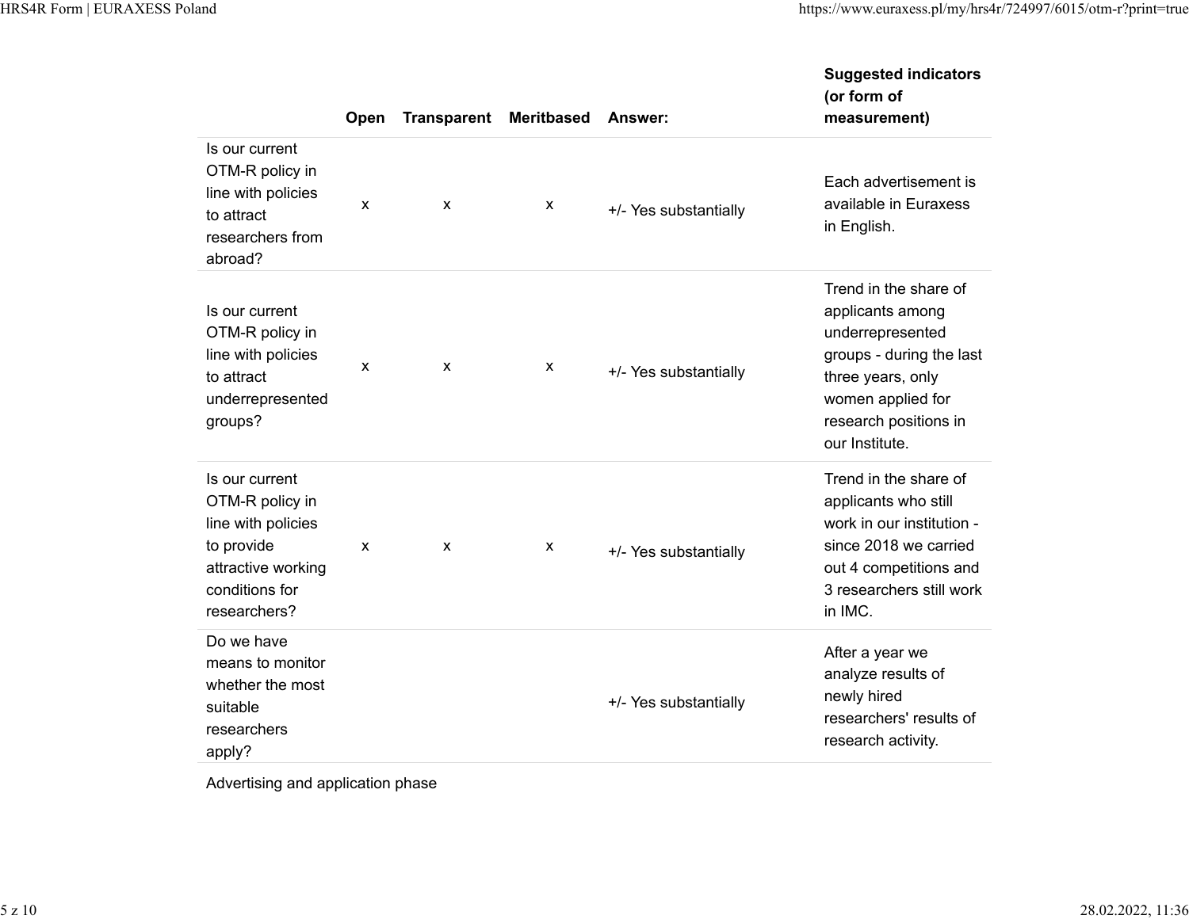| | Open | Transparent | Meritbased | Answer: | Suggested indicators (or form of measurement) |
|---|---|---|---|---|---|
| Is our current OTM-R policy in line with policies to attract researchers from abroad? | x | x | x | +/- Yes substantially | Each advertisement is available in Euraxess in English. |
| Is our current OTM-R policy in line with policies to attract underrepresented groups? | x | x | x | +/- Yes substantially | Trend in the share of applicants among underrepresented groups - during the last three years, only women applied for research positions in our Institute. |
| Is our current OTM-R policy in line with policies to provide attractive working conditions for researchers? | x | x | x | +/- Yes substantially | Trend in the share of applicants who still work in our institution - since 2018 we carried out 4 competitions and 3 researchers still work in IMC. |
| Do we have means to monitor whether the most suitable researchers apply? | | | | +/- Yes substantially | After a year we analyze results of newly hired researchers' results of research activity. |
| Advertising and application phase | | | | | |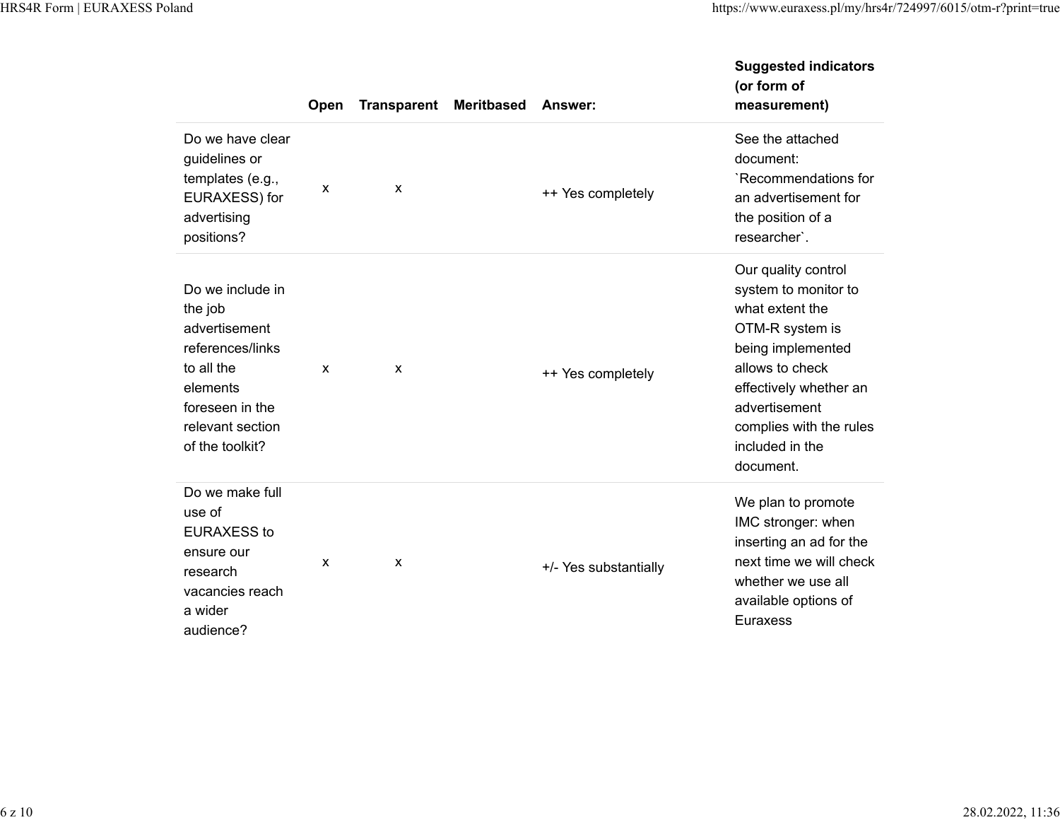| | Open | Transparent | Meritbased | Answer: | Suggested indicators (or form of measurement) |
|---|---|---|---|---|---|
| Do we have clear guidelines or templates (e.g., EURAXESS) for advertising positions? | x | x | | ++ Yes completely | See the attached document: `Recommendations for an advertisement for the position of a researcher`. |
| Do we include in the job advertisement references/links to all the elements foreseen in the relevant section of the toolkit? | x | x | | ++ Yes completely | Our quality control system to monitor to what extent the OTM-R system is being implemented allows to check effectively whether an advertisement complies with the rules included in the document. |
| Do we make full use of EURAXESS to ensure our research vacancies reach a wider audience? | x | x | | +/- Yes substantially | We plan to promote IMC stronger: when inserting an ad for the next time we will check whether we use all available options of Euraxess |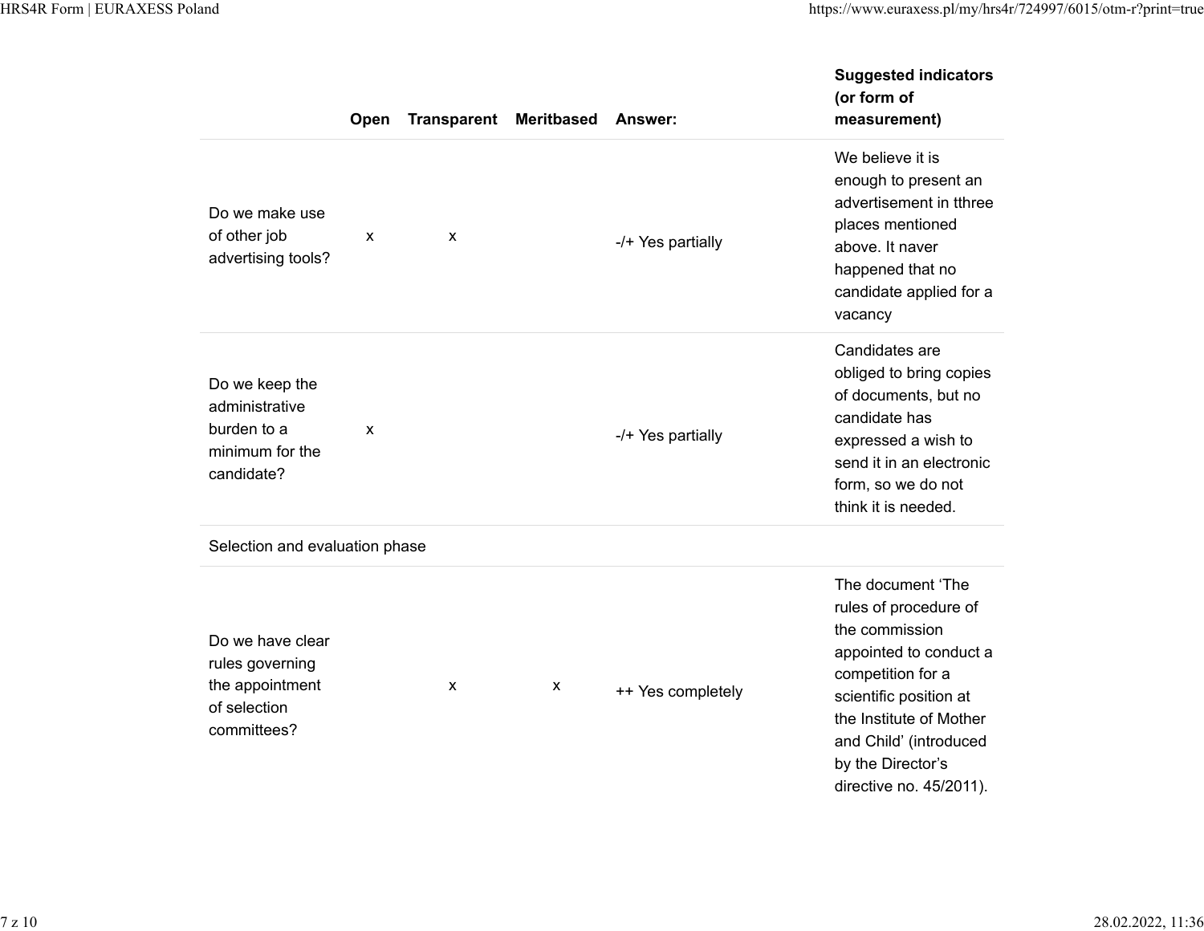| | Open | Transparent | Meritbased | Answer: | Suggested indicators (or form of measurement) |
|---|---|---|---|---|---|
| Do we make use of other job advertising tools? | x | x | | -/+ Yes partially | We believe it is enough to present an advertisement in tthree places mentioned above. It naver happened that no candidate applied for a vacancy |
| Do we keep the administrative burden to a minimum for the candidate? | x | | | -/+ Yes partially | Candidates are obliged to bring copies of documents, but no candidate has expressed a wish to send it in an electronic form, so we do not think it is needed. |
| Selection and evaluation phase | | | | | |
| Do we have clear rules governing the appointment of selection committees? | | x | x | ++ Yes completely | The document 'The rules of procedure of the commission appointed to conduct a competition for a scientific position at the Institute of Mother and Child' (introduced by the Director's directive no. 45/2011). |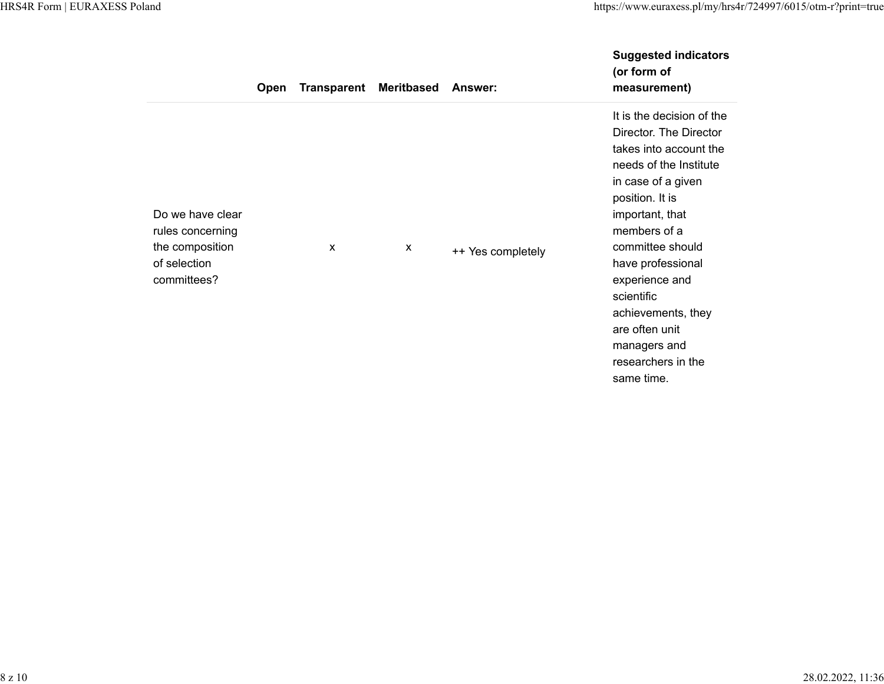| | Open | Transparent | Meritbased | Answer: | Suggested indicators (or form of measurement) |
|---|---|---|---|---|---|
| Do we have clear rules concerning the composition of selection committees? | | x | x | ++ Yes completely | It is the decision of the Director. The Director takes into account the needs of the Institute in case of a given position. It is important, that members of a committee should have professional experience and scientific achievements, they are often unit managers and researchers in the same time. |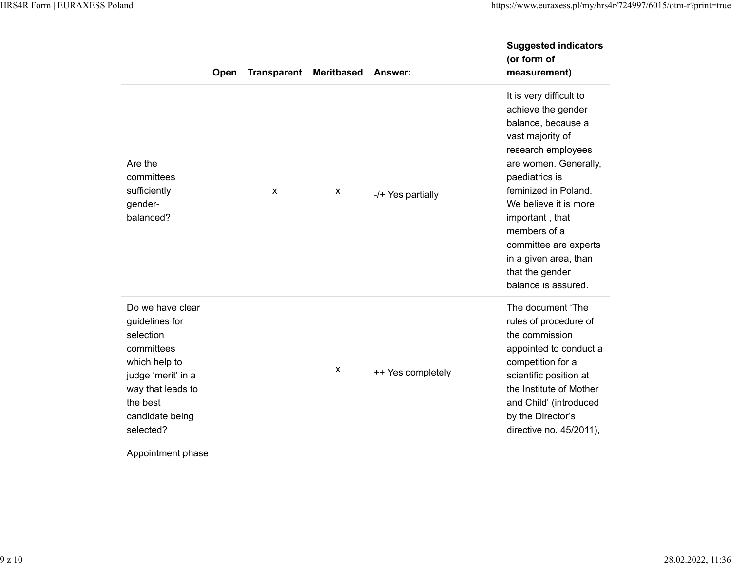| | Open | Transparent | Meritbased | Answer: | Suggested indicators (or form of measurement) |
|---|---|---|---|---|---|
| Are the committees sufficiently gender-balanced? | | x | x | -/+ Yes partially | It is very difficult to achieve the gender balance, because a vast majority of research employees are women. Generally, paediatrics is feminized in Poland. We believe it is more important , that members of a committee are experts in a given area, than that the gender balance is assured. |
| Do we have clear guidelines for selection committees which help to judge 'merit' in a way that leads to the best candidate being selected? | | | x | ++ Yes completely | The document 'The rules of procedure of the commission appointed to conduct a competition for a scientific position at the Institute of Mother and Child' (introduced by the Director's directive no. 45/2011), |
| Appointment phase | | | | | |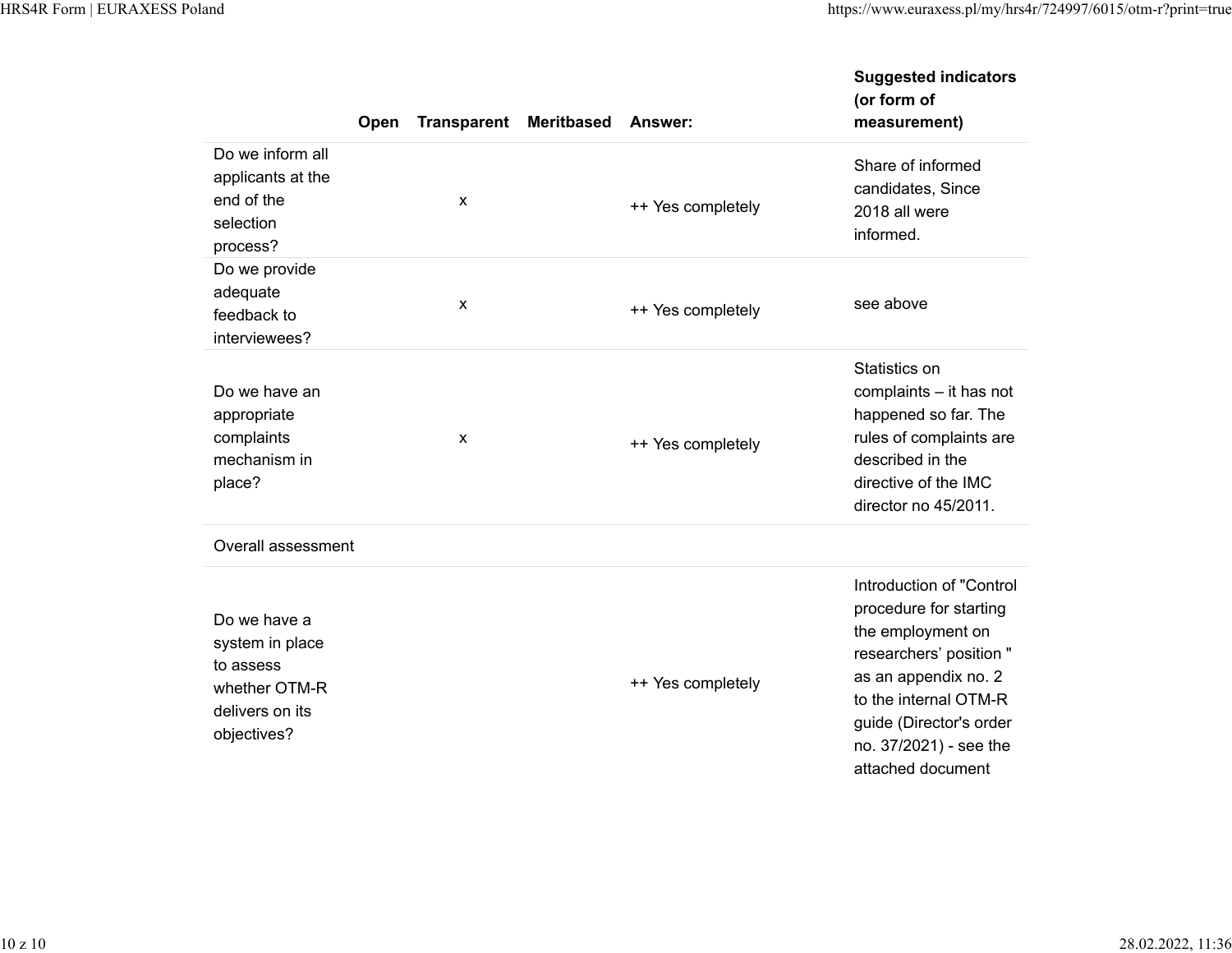| | Open | Transparent | Meritbased | Answer: | Suggested indicators (or form of measurement) |
|---|---|---|---|---|---|
| Do we inform all applicants at the end of the selection process? | | x | | ++ Yes completely | Share of informed candidates, Since 2018 all were informed. |
| Do we provide adequate feedback to interviewees? | | x | | ++ Yes completely | see above |
| Do we have an appropriate complaints mechanism in place? | | x | | ++ Yes completely | Statistics on complaints – it has not happened so far. The rules of complaints are described in the directive of the IMC director no 45/2011. |
| Overall assessment | | | | | |
| Do we have a system in place to assess whether OTM-R delivers on its objectives? | | | | ++ Yes completely | Introduction of "Control procedure for starting the employment on researchers' position " as an appendix no. 2 to the internal OTM-R guide (Director's order no. 37/2021) - see the attached document |